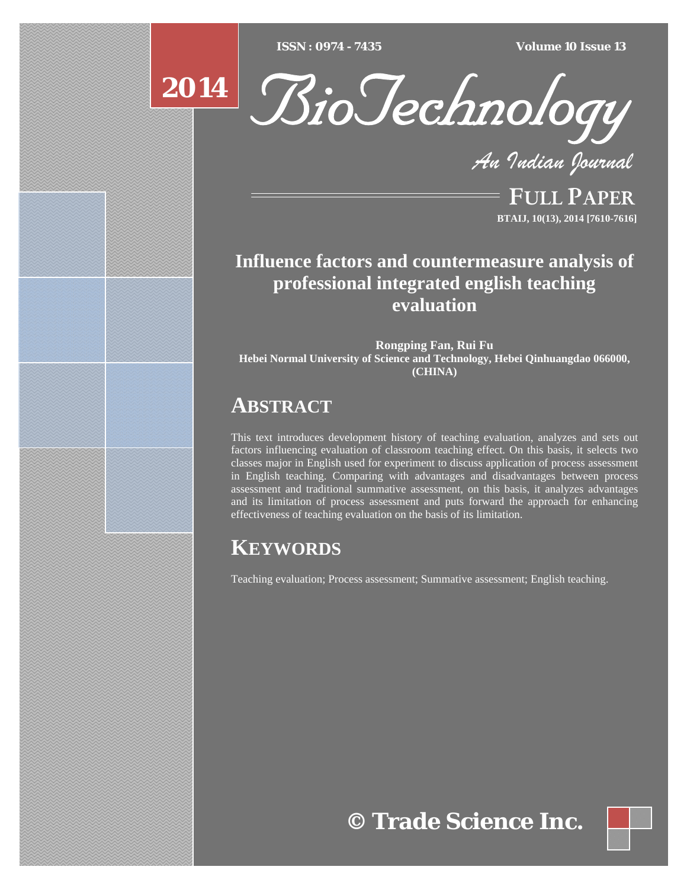# Influence factors and countermeasure analysis of professional integrated english teaching evaluation

**Rongping Fan, Rui Fu**
**Hebei Normal University of Science and Technology, Hebei Qinhuangdao 066000, (CHINA)**

## ABSTRACT

This text introduces development history of teaching evaluation, analyzes and sets out factors influencing evaluation of classroom teaching effect. On this basis, it selects two classes major in English used for experiment to discuss application of process assessment in English teaching. Comparing with advantages and disadvantages between process assessment and traditional summative assessment, on this basis, it analyzes advantages and its limitation of process assessment and puts forward the approach for enhancing effectiveness of teaching evaluation on the basis of its limitation.

## KEYWORDS

Teaching evaluation; Process assessment; Summative assessment; English teaching.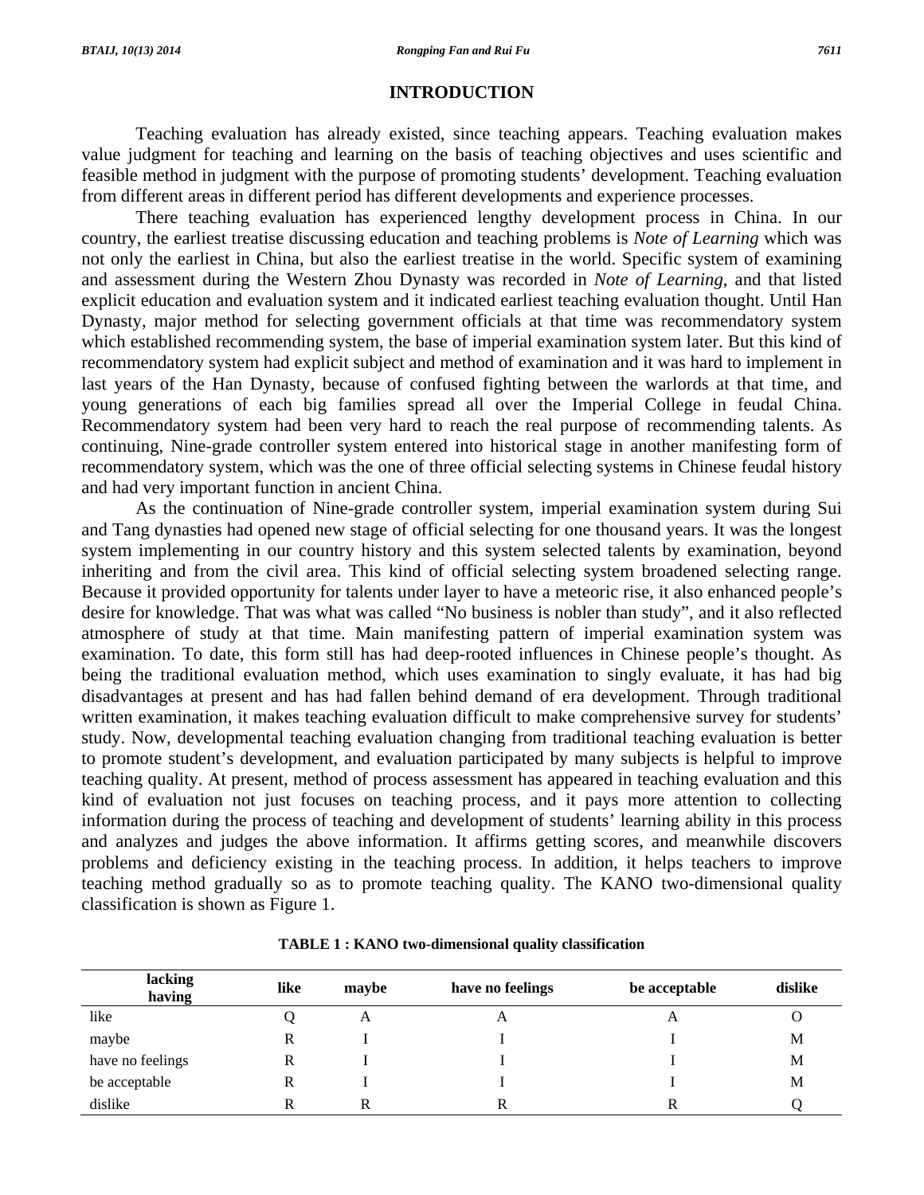## INTRODUCTION

Teaching evaluation has already existed, since teaching appears. Teaching evaluation makes value judgment for teaching and learning on the basis of teaching objectives and uses scientific and feasible method in judgment with the purpose of promoting students' development. Teaching evaluation from different areas in different period has different developments and experience processes.

There teaching evaluation has experienced lengthy development process in China. In our country, the earliest treatise discussing education and teaching problems is *Note of Learning* which was not only the earliest in China, but also the earliest treatise in the world. Specific system of examining and assessment during the Western Zhou Dynasty was recorded in *Note of Learning*, and that listed explicit education and evaluation system and it indicated earliest teaching evaluation thought. Until Han Dynasty, major method for selecting government officials at that time was recommendatory system which established recommending system, the base of imperial examination system later. But this kind of recommendatory system had explicit subject and method of examination and it was hard to implement in last years of the Han Dynasty, because of confused fighting between the warlords at that time, and young generations of each big families spread all over the Imperial College in feudal China. Recommendatory system had been very hard to reach the real purpose of recommending talents. As continuing, Nine-grade controller system entered into historical stage in another manifesting form of recommendatory system, which was the one of three official selecting systems in Chinese feudal history and had very important function in ancient China.

As the continuation of Nine-grade controller system, imperial examination system during Sui and Tang dynasties had opened new stage of official selecting for one thousand years. It was the longest system implementing in our country history and this system selected talents by examination, beyond inheriting and from the civil area. This kind of official selecting system broadened selecting range. Because it provided opportunity for talents under layer to have a meteoric rise, it also enhanced people's desire for knowledge. That was what was called "No business is nobler than study", and it also reflected atmosphere of study at that time. Main manifesting pattern of imperial examination system was examination. To date, this form still has had deep-rooted influences in Chinese people's thought. As being the traditional evaluation method, which uses examination to singly evaluate, it has had big disadvantages at present and has had fallen behind demand of era development. Through traditional written examination, it makes teaching evaluation difficult to make comprehensive survey for students' study. Now, developmental teaching evaluation changing from traditional teaching evaluation is better to promote student's development, and evaluation participated by many subjects is helpful to improve teaching quality. At present, method of process assessment has appeared in teaching evaluation and this kind of evaluation not just focuses on teaching process, and it pays more attention to collecting information during the process of teaching and development of students' learning ability in this process and analyzes and judges the above information. It affirms getting scores, and meanwhile discovers problems and deficiency existing in the teaching process. In addition, it helps teachers to improve teaching method gradually so as to promote teaching quality. The KANO two-dimensional quality classification is shown as Figure 1.

**TABLE 1 : KANO two-dimensional quality classification**

| lacking / having | like | maybe | have no feelings | be acceptable | dislike |
|---|---|---|---|---|---|
| like | Q | A | A | A | O |
| maybe | R | I | I | I | M |
| have no feelings | R | I | I | I | M |
| be acceptable | R | I | I | I | M |
| dislike | R | R | R | R | Q |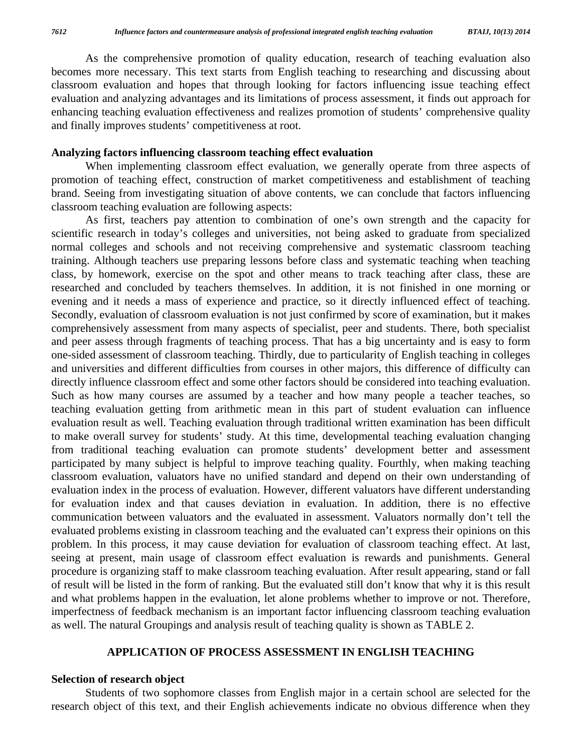As the comprehensive promotion of quality education, research of teaching evaluation also becomes more necessary. This text starts from English teaching to researching and discussing about classroom evaluation and hopes that through looking for factors influencing issue teaching effect evaluation and analyzing advantages and its limitations of process assessment, it finds out approach for enhancing teaching evaluation effectiveness and realizes promotion of students' comprehensive quality and finally improves students' competitiveness at root.

### Analyzing factors influencing classroom teaching effect evaluation

When implementing classroom effect evaluation, we generally operate from three aspects of promotion of teaching effect, construction of market competitiveness and establishment of teaching brand. Seeing from investigating situation of above contents, we can conclude that factors influencing classroom teaching evaluation are following aspects:

As first, teachers pay attention to combination of one's own strength and the capacity for scientific research in today's colleges and universities, not being asked to graduate from specialized normal colleges and schools and not receiving comprehensive and systematic classroom teaching training. Although teachers use preparing lessons before class and systematic teaching when teaching class, by homework, exercise on the spot and other means to track teaching after class, these are researched and concluded by teachers themselves. In addition, it is not finished in one morning or evening and it needs a mass of experience and practice, so it directly influenced effect of teaching. Secondly, evaluation of classroom evaluation is not just confirmed by score of examination, but it makes comprehensively assessment from many aspects of specialist, peer and students. There, both specialist and peer assess through fragments of teaching process. That has a big uncertainty and is easy to form one-sided assessment of classroom teaching. Thirdly, due to particularity of English teaching in colleges and universities and different difficulties from courses in other majors, this difference of difficulty can directly influence classroom effect and some other factors should be considered into teaching evaluation. Such as how many courses are assumed by a teacher and how many people a teacher teaches, so teaching evaluation getting from arithmetic mean in this part of student evaluation can influence evaluation result as well. Teaching evaluation through traditional written examination has been difficult to make overall survey for students' study. At this time, developmental teaching evaluation changing from traditional teaching evaluation can promote students' development better and assessment participated by many subject is helpful to improve teaching quality. Fourthly, when making teaching classroom evaluation, valuators have no unified standard and depend on their own understanding of evaluation index in the process of evaluation. However, different valuators have different understanding for evaluation index and that causes deviation in evaluation. In addition, there is no effective communication between valuators and the evaluated in assessment. Valuators normally don't tell the evaluated problems existing in classroom teaching and the evaluated can't express their opinions on this problem. In this process, it may cause deviation for evaluation of classroom teaching effect. At last, seeing at present, main usage of classroom effect evaluation is rewards and punishments. General procedure is organizing staff to make classroom teaching evaluation. After result appearing, stand or fall of result will be listed in the form of ranking. But the evaluated still don't know that why it is this result and what problems happen in the evaluation, let alone problems whether to improve or not. Therefore, imperfectness of feedback mechanism is an important factor influencing classroom teaching evaluation as well. The natural Groupings and analysis result of teaching quality is shown as TABLE 2.

## APPLICATION OF PROCESS ASSESSMENT IN ENGLISH TEACHING

### Selection of research object

Students of two sophomore classes from English major in a certain school are selected for the research object of this text, and their English achievements indicate no obvious difference when they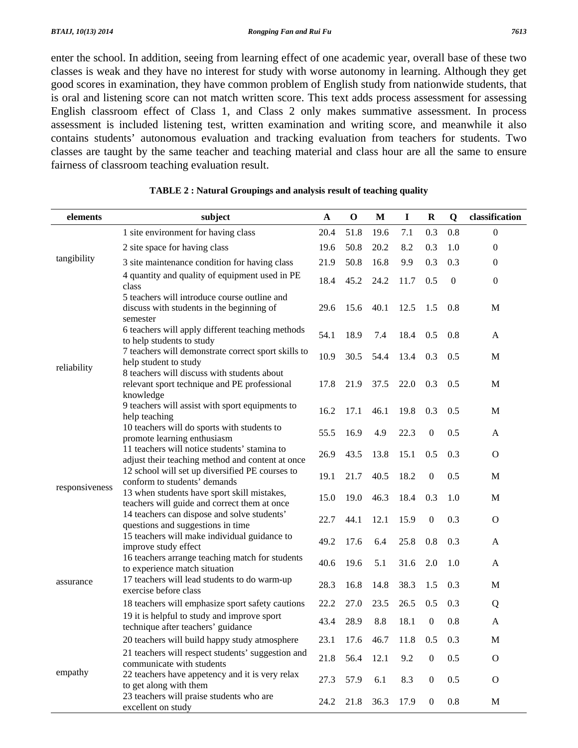enter the school. In addition, seeing from learning effect of one academic year, overall base of these two classes is weak and they have no interest for study with worse autonomy in learning. Although they get good scores in examination, they have common problem of English study from nationwide students, that is oral and listening score can not match written score. This text adds process assessment for assessing English classroom effect of Class 1, and Class 2 only makes summative assessment. In process assessment is included listening test, written examination and writing score, and meanwhile it also contains students' autonomous evaluation and tracking evaluation from teachers for students. Two classes are taught by the same teacher and teaching material and class hour are all the same to ensure fairness of classroom teaching evaluation result.

**TABLE 2 : Natural Groupings and analysis result of teaching quality**

| elements | subject | A | O | M | I | R | Q | classification |
|---|---|---|---|---|---|---|---|---|
| tangibility | 1 site environment for having class | 20.4 | 51.8 | 19.6 | 7.1 | 0.3 | 0.8 | 0 |
| | 2 site space for having class | 19.6 | 50.8 | 20.2 | 8.2 | 0.3 | 1.0 | 0 |
| | 3 site maintenance condition for having class | 21.9 | 50.8 | 16.8 | 9.9 | 0.3 | 0.3 | 0 |
| | 4 quantity and quality of equipment used in PE class | 18.4 | 45.2 | 24.2 | 11.7 | 0.5 | 0 | 0 |
| reliability | 5 teachers will introduce course outline and discuss with students in the beginning of semester | 29.6 | 15.6 | 40.1 | 12.5 | 1.5 | 0.8 | M |
| | 6 teachers will apply different teaching methods to help students to study | 54.1 | 18.9 | 7.4 | 18.4 | 0.5 | 0.8 | A |
| | 7 teachers will demonstrate correct sport skills to help student to study | 10.9 | 30.5 | 54.4 | 13.4 | 0.3 | 0.5 | M |
| | 8 teachers will discuss with students about relevant sport technique and PE professional knowledge | 17.8 | 21.9 | 37.5 | 22.0 | 0.3 | 0.5 | M |
| | 9 teachers will assist with sport equipments to help teaching | 16.2 | 17.1 | 46.1 | 19.8 | 0.3 | 0.5 | M |
| responsiveness | 10 teachers will do sports with students to promote learning enthusiasm | 55.5 | 16.9 | 4.9 | 22.3 | 0 | 0.5 | A |
| | 11 teachers will notice students' stamina to adjust their teaching method and content at once | 26.9 | 43.5 | 13.8 | 15.1 | 0.5 | 0.3 | O |
| | 12 school will set up diversified PE courses to conform to students' demands | 19.1 | 21.7 | 40.5 | 18.2 | 0 | 0.5 | M |
| | 13 when students have sport skill mistakes, teachers will guide and correct them at once | 15.0 | 19.0 | 46.3 | 18.4 | 0.3 | 1.0 | M |
| | 14 teachers can dispose and solve students' questions and suggestions in time | 22.7 | 44.1 | 12.1 | 15.9 | 0 | 0.3 | O |
| assurance | 15 teachers will make individual guidance to improve study effect | 49.2 | 17.6 | 6.4 | 25.8 | 0.8 | 0.3 | A |
| | 16 teachers arrange teaching match for students to experience match situation | 40.6 | 19.6 | 5.1 | 31.6 | 2.0 | 1.0 | A |
| | 17 teachers will lead students to do warm-up exercise before class | 28.3 | 16.8 | 14.8 | 38.3 | 1.5 | 0.3 | M |
| | 18 teachers will emphasize sport safety cautions | 22.2 | 27.0 | 23.5 | 26.5 | 0.5 | 0.3 | Q |
| | 19 it is helpful to study and improve sport technique after teachers' guidance | 43.4 | 28.9 | 8.8 | 18.1 | 0 | 0.8 | A |
| empathy | 20 teachers will build happy study atmosphere | 23.1 | 17.6 | 46.7 | 11.8 | 0.5 | 0.3 | M |
| | 21 teachers will respect students' suggestion and communicate with students | 21.8 | 56.4 | 12.1 | 9.2 | 0 | 0.5 | O |
| | 22 teachers have appetency and it is very relax to get along with them | 27.3 | 57.9 | 6.1 | 8.3 | 0 | 0.5 | O |
| | 23 teachers will praise students who are excellent on study | 24.2 | 21.8 | 36.3 | 17.9 | 0 | 0.8 | M |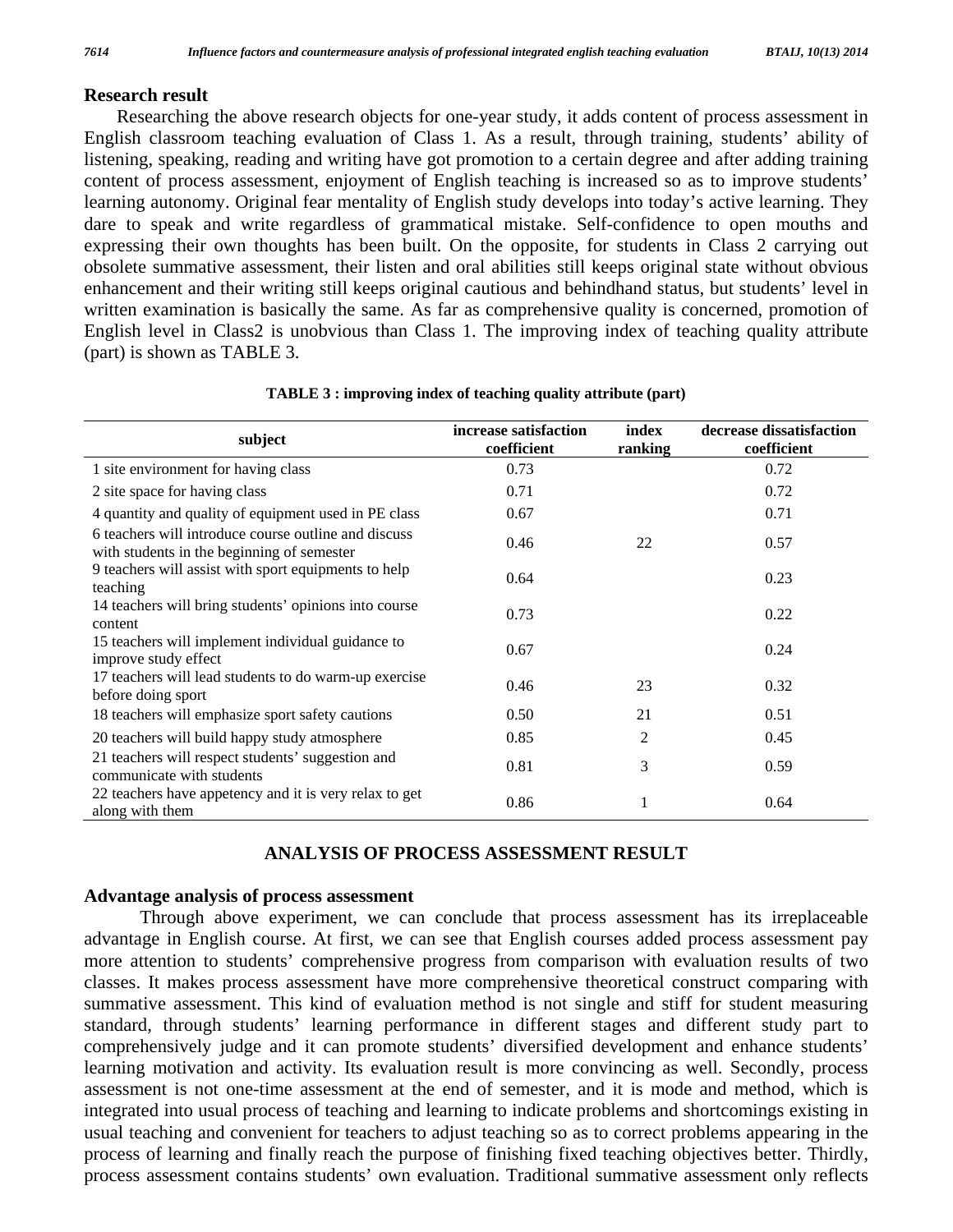## Research result

Researching the above research objects for one-year study, it adds content of process assessment in English classroom teaching evaluation of Class 1. As a result, through training, students' ability of listening, speaking, reading and writing have got promotion to a certain degree and after adding training content of process assessment, enjoyment of English teaching is increased so as to improve students' learning autonomy. Original fear mentality of English study develops into today's active learning. They dare to speak and write regardless of grammatical mistake. Self-confidence to open mouths and expressing their own thoughts has been built. On the opposite, for students in Class 2 carrying out obsolete summative assessment, their listen and oral abilities still keeps original state without obvious enhancement and their writing still keeps original cautious and behindhand status, but students' level in written examination is basically the same. As far as comprehensive quality is concerned, promotion of English level in Class2 is unobvious than Class 1. The improving index of teaching quality attribute (part) is shown as TABLE 3.

**TABLE 3 : improving index of teaching quality attribute (part)**

| subject | increase satisfaction coefficient | index ranking | decrease dissatisfaction coefficient |
|---|---|---|---|
| 1 site environment for having class | 0.73 | | 0.72 |
| 2 site space for having class | 0.71 | | 0.72 |
| 4 quantity and quality of equipment used in PE class | 0.67 | | 0.71 |
| 6 teachers will introduce course outline and discuss with students in the beginning of semester | 0.46 | 22 | 0.57 |
| 9 teachers will assist with sport equipments to help teaching | 0.64 | | 0.23 |
| 14 teachers will bring students' opinions into course content | 0.73 | | 0.22 |
| 15 teachers will implement individual guidance to improve study effect | 0.67 | | 0.24 |
| 17 teachers will lead students to do warm-up exercise before doing sport | 0.46 | 23 | 0.32 |
| 18 teachers will emphasize sport safety cautions | 0.50 | 21 | 0.51 |
| 20 teachers will build happy study atmosphere | 0.85 | 2 | 0.45 |
| 21 teachers will respect students' suggestion and communicate with students | 0.81 | 3 | 0.59 |
| 22 teachers have appetency and it is very relax to get along with them | 0.86 | 1 | 0.64 |

## ANALYSIS OF PROCESS ASSESSMENT RESULT

### Advantage analysis of process assessment

Through above experiment, we can conclude that process assessment has its irreplaceable advantage in English course. At first, we can see that English courses added process assessment pay more attention to students' comprehensive progress from comparison with evaluation results of two classes. It makes process assessment have more comprehensive theoretical construct comparing with summative assessment. This kind of evaluation method is not single and stiff for student measuring standard, through students' learning performance in different stages and different study part to comprehensively judge and it can promote students' diversified development and enhance students' learning motivation and activity. Its evaluation result is more convincing as well. Secondly, process assessment is not one-time assessment at the end of semester, and it is mode and method, which is integrated into usual process of teaching and learning to indicate problems and shortcomings existing in usual teaching and convenient for teachers to adjust teaching so as to correct problems appearing in the process of learning and finally reach the purpose of finishing fixed teaching objectives better. Thirdly, process assessment contains students' own evaluation. Traditional summative assessment only reflects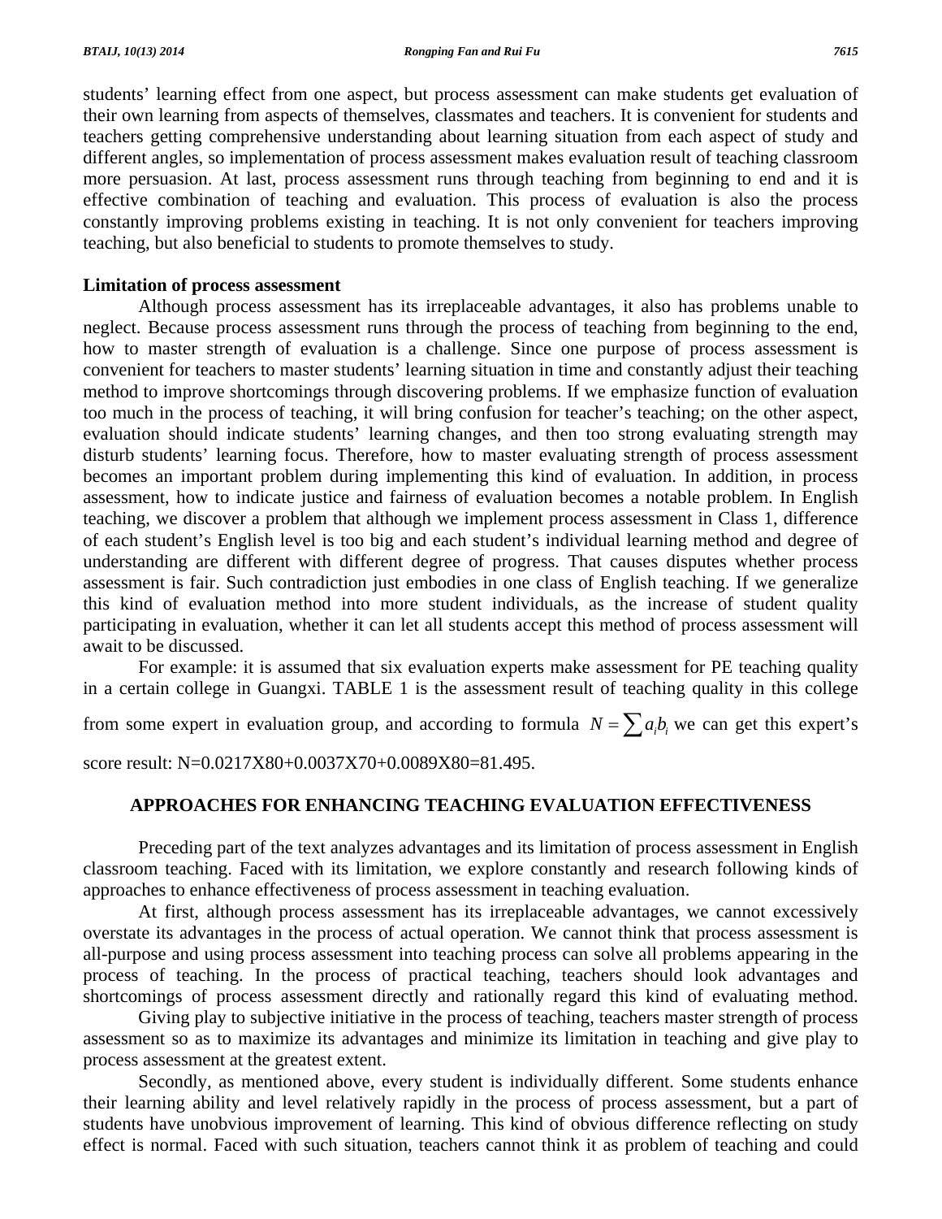students' learning effect from one aspect, but process assessment can make students get evaluation of their own learning from aspects of themselves, classmates and teachers. It is convenient for students and teachers getting comprehensive understanding about learning situation from each aspect of study and different angles, so implementation of process assessment makes evaluation result of teaching classroom more persuasion. At last, process assessment runs through teaching from beginning to end and it is effective combination of teaching and evaluation. This process of evaluation is also the process constantly improving problems existing in teaching. It is not only convenient for teachers improving teaching, but also beneficial to students to promote themselves to study.

**Limitation of process assessment**

Although process assessment has its irreplaceable advantages, it also has problems unable to neglect. Because process assessment runs through the process of teaching from beginning to the end, how to master strength of evaluation is a challenge. Since one purpose of process assessment is convenient for teachers to master students' learning situation in time and constantly adjust their teaching method to improve shortcomings through discovering problems. If we emphasize function of evaluation too much in the process of teaching, it will bring confusion for teacher's teaching; on the other aspect, evaluation should indicate students' learning changes, and then too strong evaluating strength may disturb students' learning focus. Therefore, how to master evaluating strength of process assessment becomes an important problem during implementing this kind of evaluation. In addition, in process assessment, how to indicate justice and fairness of evaluation becomes a notable problem. In English teaching, we discover a problem that although we implement process assessment in Class 1, difference of each student's English level is too big and each student's individual learning method and degree of understanding are different with different degree of progress. That causes disputes whether process assessment is fair. Such contradiction just embodies in one class of English teaching. If we generalize this kind of evaluation method into more student individuals, as the increase of student quality participating in evaluation, whether it can let all students accept this method of process assessment will await to be discussed.

For example: it is assumed that six evaluation experts make assessment for PE teaching quality in a certain college in Guangxi. TABLE 1 is the assessment result of teaching quality in this college from some expert in evaluation group, and according to formula $N = \sum a_i b_i$ we can get this expert's score result: N=0.0217X80+0.0037X70+0.0089X80=81.495.

## APPROACHES FOR ENHANCING TEACHING EVALUATION EFFECTIVENESS

Preceding part of the text analyzes advantages and its limitation of process assessment in English classroom teaching. Faced with its limitation, we explore constantly and research following kinds of approaches to enhance effectiveness of process assessment in teaching evaluation.

At first, although process assessment has its irreplaceable advantages, we cannot excessively overstate its advantages in the process of actual operation. We cannot think that process assessment is all-purpose and using process assessment into teaching process can solve all problems appearing in the process of teaching. In the process of practical teaching, teachers should look advantages and shortcomings of process assessment directly and rationally regard this kind of evaluating method.

Giving play to subjective initiative in the process of teaching, teachers master strength of process assessment so as to maximize its advantages and minimize its limitation in teaching and give play to process assessment at the greatest extent.

Secondly, as mentioned above, every student is individually different. Some students enhance their learning ability and level relatively rapidly in the process of process assessment, but a part of students have unobvious improvement of learning. This kind of obvious difference reflecting on study effect is normal. Faced with such situation, teachers cannot think it as problem of teaching and could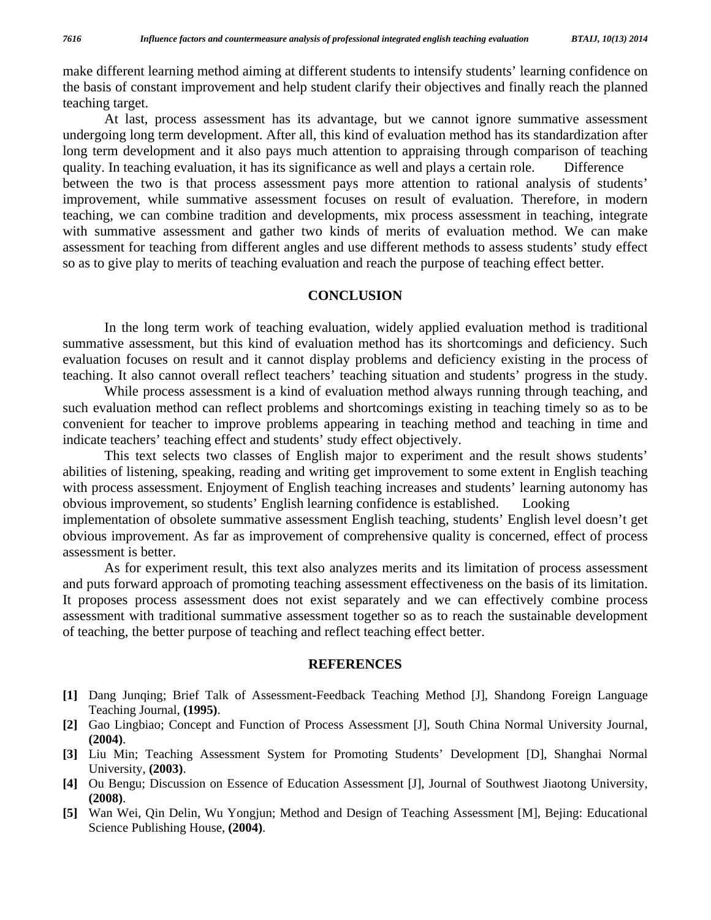make different learning method aiming at different students to intensify students' learning confidence on the basis of constant improvement and help student clarify their objectives and finally reach the planned teaching target.

At last, process assessment has its advantage, but we cannot ignore summative assessment undergoing long term development. After all, this kind of evaluation method has its standardization after long term development and it also pays much attention to appraising through comparison of teaching quality. In teaching evaluation, it has its significance as well and plays a certain role. Difference between the two is that process assessment pays more attention to rational analysis of students' improvement, while summative assessment focuses on result of evaluation. Therefore, in modern teaching, we can combine tradition and developments, mix process assessment in teaching, integrate with summative assessment and gather two kinds of merits of evaluation method. We can make assessment for teaching from different angles and use different methods to assess students' study effect so as to give play to merits of teaching evaluation and reach the purpose of teaching effect better.

## CONCLUSION

In the long term work of teaching evaluation, widely applied evaluation method is traditional summative assessment, but this kind of evaluation method has its shortcomings and deficiency. Such evaluation focuses on result and it cannot display problems and deficiency existing in the process of teaching. It also cannot overall reflect teachers' teaching situation and students' progress in the study.

While process assessment is a kind of evaluation method always running through teaching, and such evaluation method can reflect problems and shortcomings existing in teaching timely so as to be convenient for teacher to improve problems appearing in teaching method and teaching in time and indicate teachers' teaching effect and students' study effect objectively.

This text selects two classes of English major to experiment and the result shows students' abilities of listening, speaking, reading and writing get improvement to some extent in English teaching with process assessment. Enjoyment of English teaching increases and students' learning autonomy has obvious improvement, so students' English learning confidence is established. Looking implementation of obsolete summative assessment English teaching, students' English level doesn't get obvious improvement. As far as improvement of comprehensive quality is concerned, effect of process assessment is better.

As for experiment result, this text also analyzes merits and its limitation of process assessment and puts forward approach of promoting teaching assessment effectiveness on the basis of its limitation. It proposes process assessment does not exist separately and we can effectively combine process assessment with traditional summative assessment together so as to reach the sustainable development of teaching, the better purpose of teaching and reflect teaching effect better.

## REFERENCES

**[1]** Dang Junqing; Brief Talk of Assessment-Feedback Teaching Method [J], Shandong Foreign Language Teaching Journal, **(1995)**.

**[2]** Gao Lingbiao; Concept and Function of Process Assessment [J], South China Normal University Journal, **(2004)**.

**[3]** Liu Min; Teaching Assessment System for Promoting Students' Development [D], Shanghai Normal University, **(2003)**.

**[4]** Ou Bengu; Discussion on Essence of Education Assessment [J], Journal of Southwest Jiaotong University, **(2008)**.

**[5]** Wan Wei, Qin Delin, Wu Yongjun; Method and Design of Teaching Assessment [M], Bejing: Educational Science Publishing House, **(2004)**.